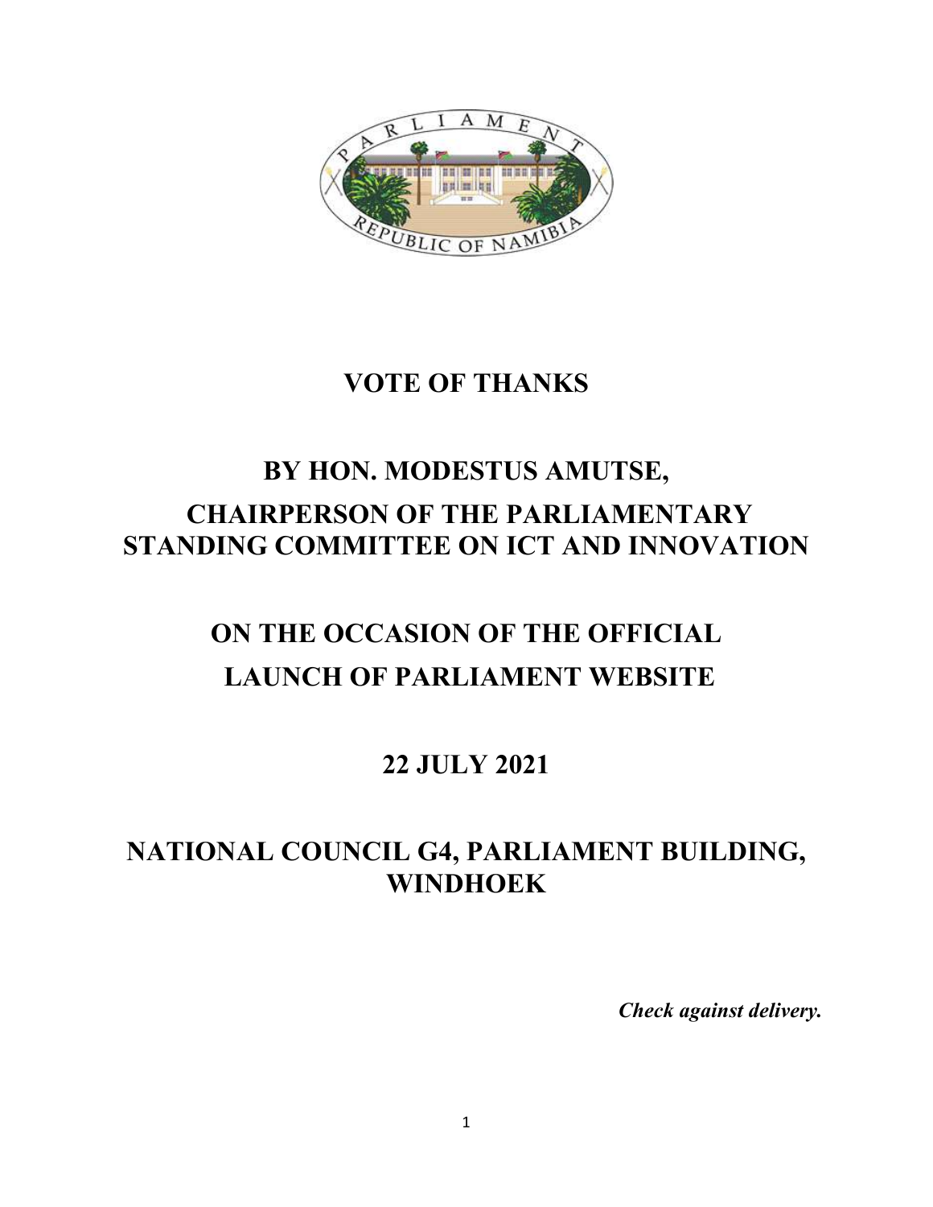# VOTE OF THANKS

## BY HON. MODESTUS AMUTSE,

## CHAIRPERSON OF THE PARLIAMENTARY STANDING COMMITTEE ON ICT AND INNOVATION

## ON THE OCCASION OF THE OFFICIAL LAUNCH OF PARLIAMENT WEBSITE

## 22 JULY 2021

## NATIONAL COUNCIL G4, PARLIAMENT BUILDING, WINDHOEK

***Check against delivery.***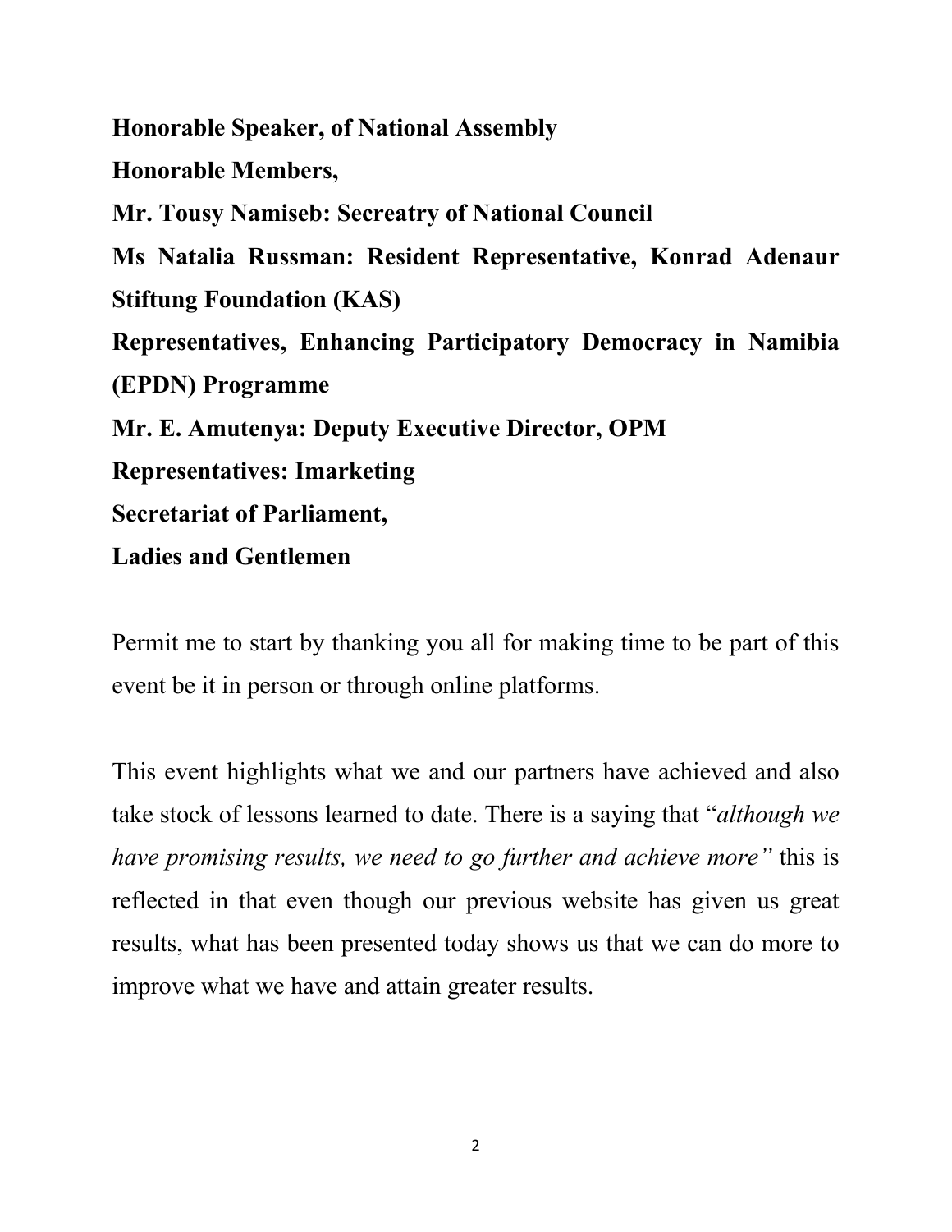**Honorable Speaker, of National Assembly**

**Honorable Members,**

**Mr. Tousy Namiseb: Secreatry of National Council**

**Ms Natalia Russman: Resident Representative, Konrad Adenaur Stiftung Foundation (KAS)**

**Representatives, Enhancing Participatory Democracy in Namibia (EPDN) Programme**

**Mr. E. Amutenya: Deputy Executive Director, OPM**

**Representatives: Imarketing**

**Secretariat of Parliament,**

**Ladies and Gentlemen**

Permit me to start by thanking you all for making time to be part of this event be it in person or through online platforms.

This event highlights what we and our partners have achieved and also take stock of lessons learned to date. There is a saying that "*although we have promising results, we need to go further and achieve more"* this is reflected in that even though our previous website has given us great results, what has been presented today shows us that we can do more to improve what we have and attain greater results.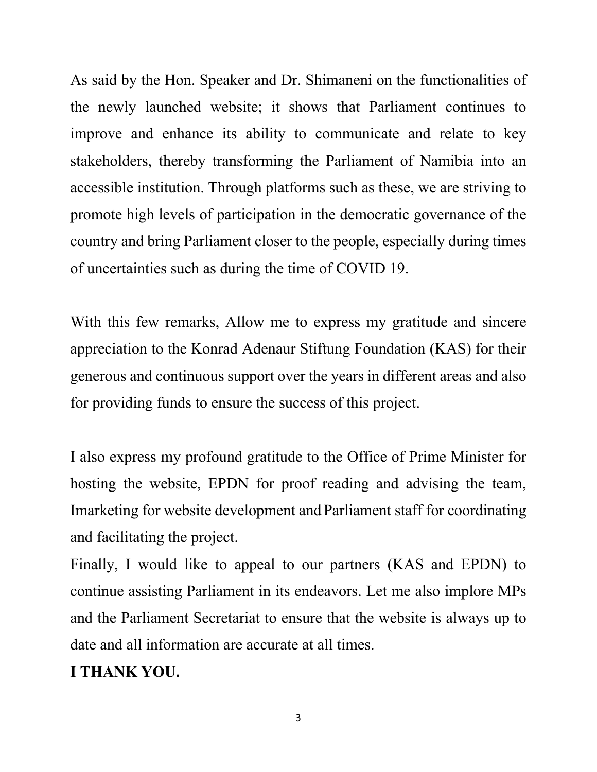As said by the Hon. Speaker and Dr. Shimaneni on the functionalities of the newly launched website; it shows that Parliament continues to improve and enhance its ability to communicate and relate to key stakeholders, thereby transforming the Parliament of Namibia into an accessible institution. Through platforms such as these, we are striving to promote high levels of participation in the democratic governance of the country and bring Parliament closer to the people, especially during times of uncertainties such as during the time of COVID 19.

With this few remarks, Allow me to express my gratitude and sincere appreciation to the Konrad Adenaur Stiftung Foundation (KAS) for their generous and continuous support over the years in different areas and also for providing funds to ensure the success of this project.

I also express my profound gratitude to the Office of Prime Minister for hosting the website, EPDN for proof reading and advising the team, Imarketing for website development and Parliament staff for coordinating and facilitating the project.

Finally, I would like to appeal to our partners (KAS and EPDN) to continue assisting Parliament in its endeavors. Let me also implore MPs and the Parliament Secretariat to ensure that the website is always up to date and all information are accurate at all times.

**I THANK YOU.**